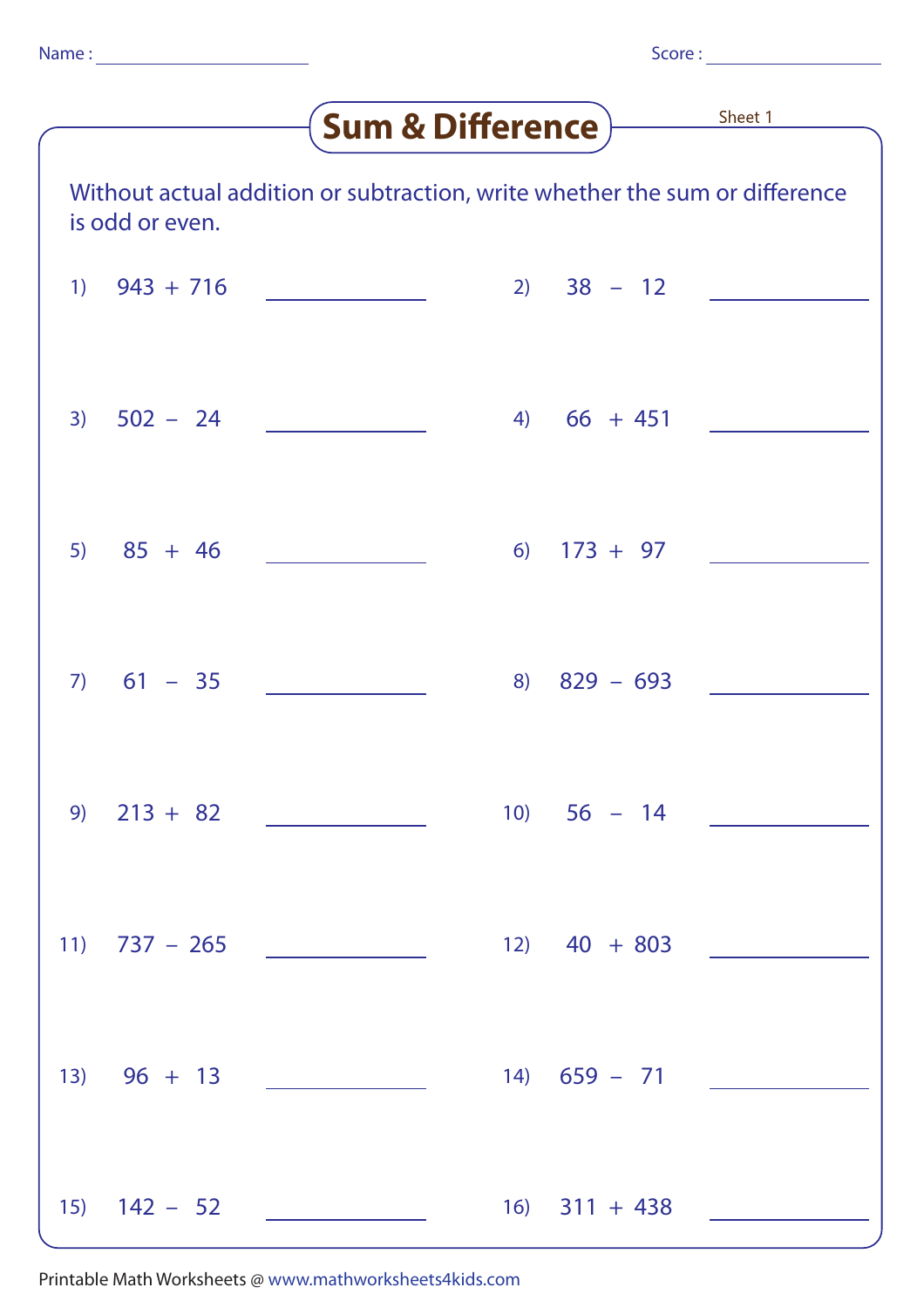Name : \_\_\_\_\_\_\_\_\_\_\_\_\_\_\_\_\_\_\_\_ Score : \_\_\_\_\_\_\_\_\_\_\_\_\_\_\_\_

# Sum & Difference

Sheet 1

Without actual addition or subtraction, write whether the sum or difference is odd or even.

1) 943 + 716 \_\_\_\_\_\_\_\_\_\_\_\_

2) 38 – 12 \_\_\_\_\_\_\_\_\_\_\_\_

3) 502 – 24 \_\_\_\_\_\_\_\_\_\_\_\_

4) 66 + 451 \_\_\_\_\_\_\_\_\_\_\_\_

5) 85 + 46 \_\_\_\_\_\_\_\_\_\_\_\_

6) 173 + 97 \_\_\_\_\_\_\_\_\_\_\_\_

7) 61 – 35 \_\_\_\_\_\_\_\_\_\_\_\_

8) 829 – 693 \_\_\_\_\_\_\_\_\_\_\_\_

9) 213 + 82 \_\_\_\_\_\_\_\_\_\_\_\_

10) 56 – 14 \_\_\_\_\_\_\_\_\_\_\_\_

11) 737 – 265 \_\_\_\_\_\_\_\_\_\_\_\_

12) 40 + 803 \_\_\_\_\_\_\_\_\_\_\_\_

13) 96 + 13 \_\_\_\_\_\_\_\_\_\_\_\_

14) 659 – 71 \_\_\_\_\_\_\_\_\_\_\_\_

15) 142 – 52 \_\_\_\_\_\_\_\_\_\_\_\_

16) 311 + 438 \_\_\_\_\_\_\_\_\_\_\_\_

Printable Math Worksheets @ www.mathworksheets4kids.com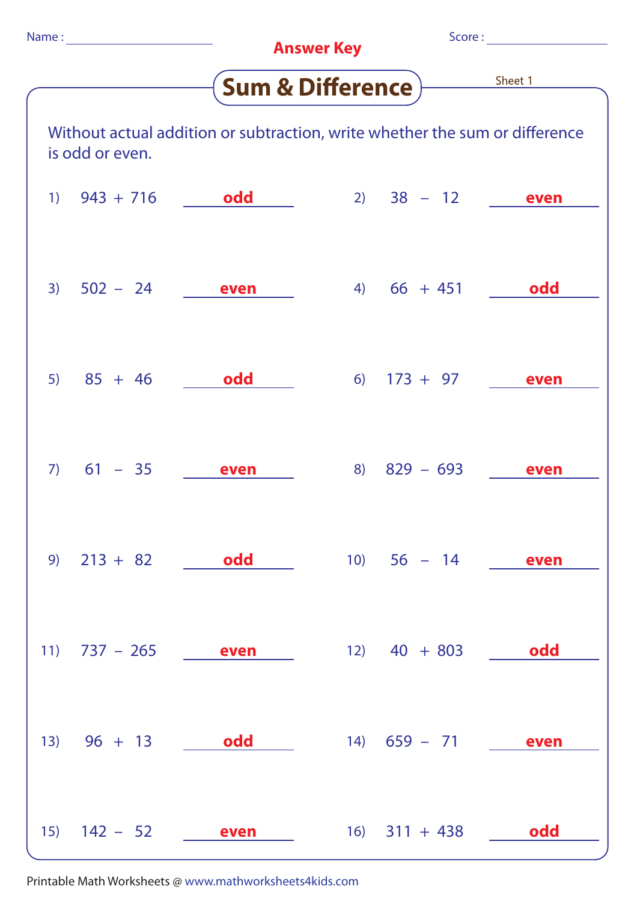Name : ____________________ **Answer Key** Score : ______________

# Sum & Difference

Sheet 1

Without actual addition or subtraction, write whether the sum or difference is odd or even.

1) 943 + 716 **odd**

2) 38 – 12 **even**

3) 502 – 24 **even**

4) 66 + 451 **odd**

5) 85 + 46 **odd**

6) 173 + 97 **even**

7) 61 – 35 **even**

8) 829 – 693 **even**

9) 213 + 82 **odd**

10) 56 – 14 **even**

11) 737 – 265 **even**

12) 40 + 803 **odd**

13) 96 + 13 **odd**

14) 659 – 71 **even**

15) 142 – 52 **even**

16) 311 + 438 **odd**

Printable Math Worksheets @ www.mathworksheets4kids.com